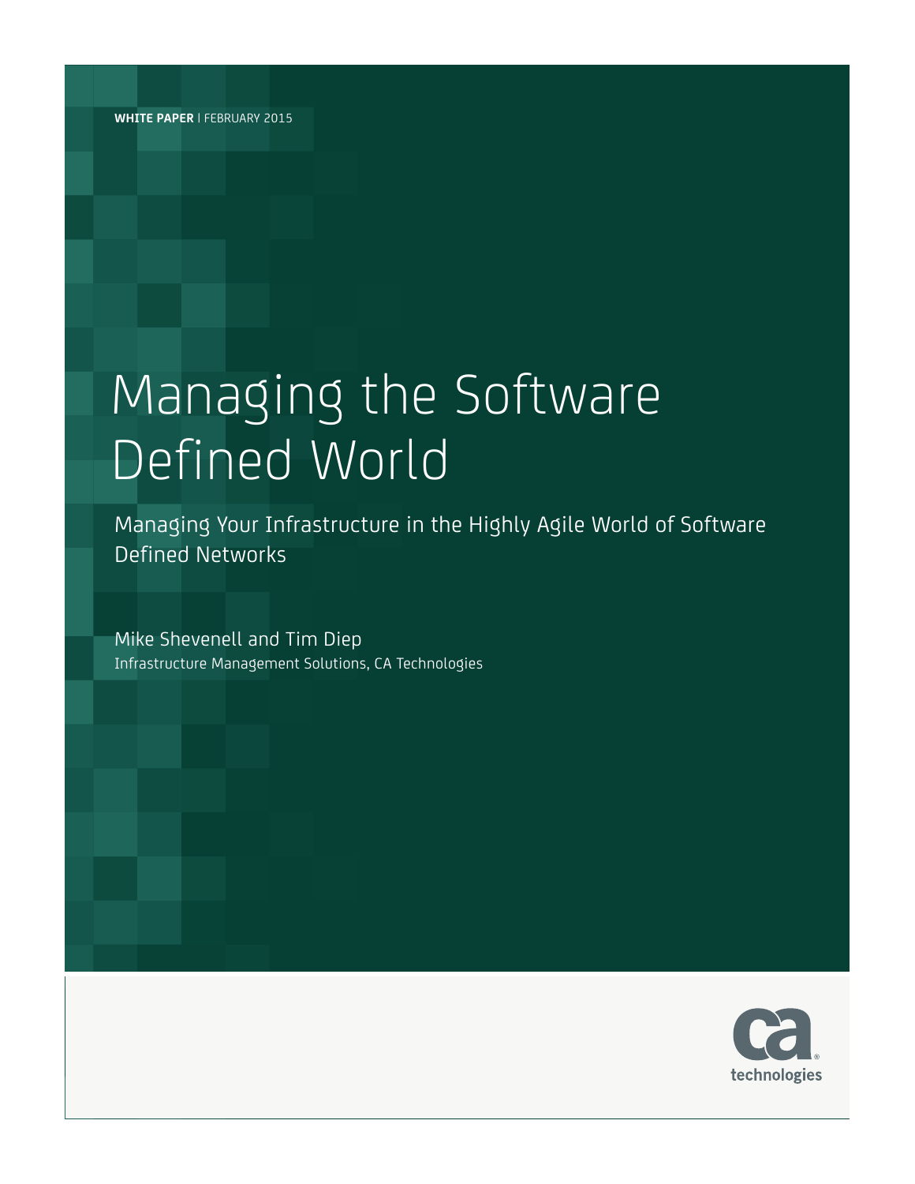**WHITE PAPER** | FEBRUARY 2015

# Managing the Software Defined World

## Managing Your Infrastructure in the Highly Agile World of Software Defined Networks

Mike Shevenell and Tim Diep

Infrastructure Management Solutions, CA Technologies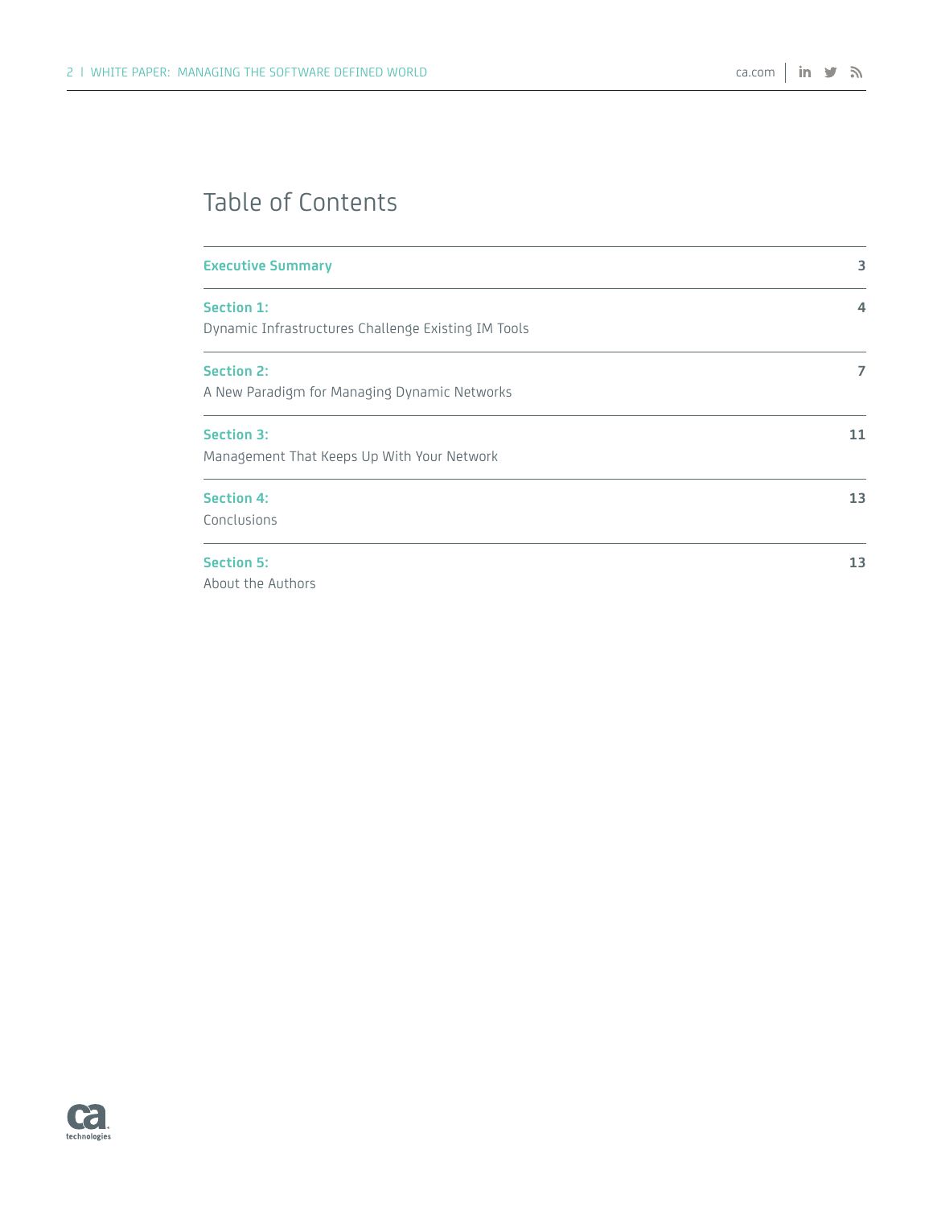## Table of Contents

| | |
|---|---|
| **Executive Summary** | 3 |
| **Section 1:** Dynamic Infrastructures Challenge Existing IM Tools | 4 |
| **Section 2:** A New Paradigm for Managing Dynamic Networks | 7 |
| **Section 3:** Management That Keeps Up With Your Network | 11 |
| **Section 4:** Conclusions | 13 |
| **Section 5:** About the Authors | 13 |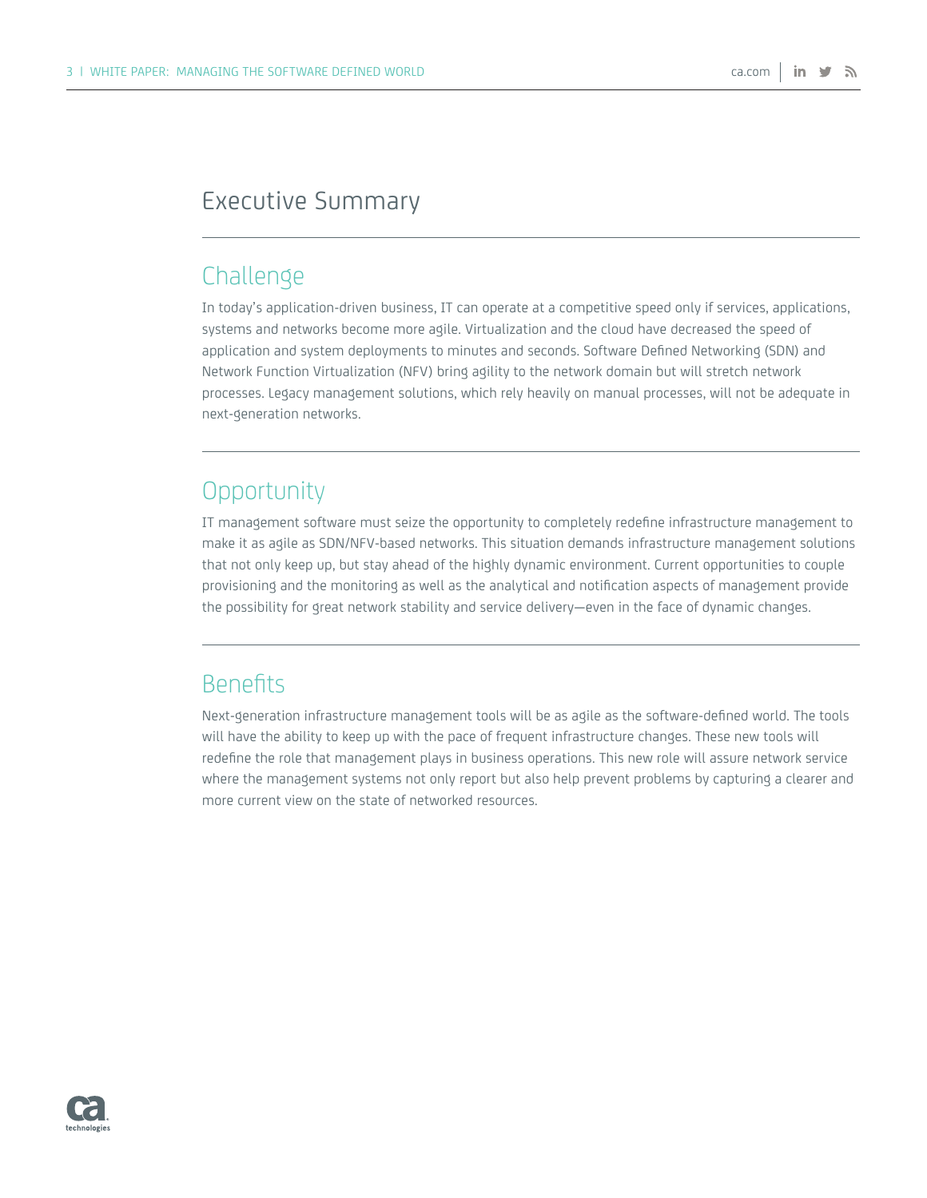# Executive Summary

## Challenge

In today's application-driven business, IT can operate at a competitive speed only if services, applications, systems and networks become more agile. Virtualization and the cloud have decreased the speed of application and system deployments to minutes and seconds. Software Defined Networking (SDN) and Network Function Virtualization (NFV) bring agility to the network domain but will stretch network processes. Legacy management solutions, which rely heavily on manual processes, will not be adequate in next-generation networks.

## Opportunity

IT management software must seize the opportunity to completely redefine infrastructure management to make it as agile as SDN/NFV-based networks. This situation demands infrastructure management solutions that not only keep up, but stay ahead of the highly dynamic environment. Current opportunities to couple provisioning and the monitoring as well as the analytical and notification aspects of management provide the possibility for great network stability and service delivery—even in the face of dynamic changes.

## Benefits

Next-generation infrastructure management tools will be as agile as the software-defined world. The tools will have the ability to keep up with the pace of frequent infrastructure changes. These new tools will redefine the role that management plays in business operations. This new role will assure network service where the management systems not only report but also help prevent problems by capturing a clearer and more current view on the state of networked resources.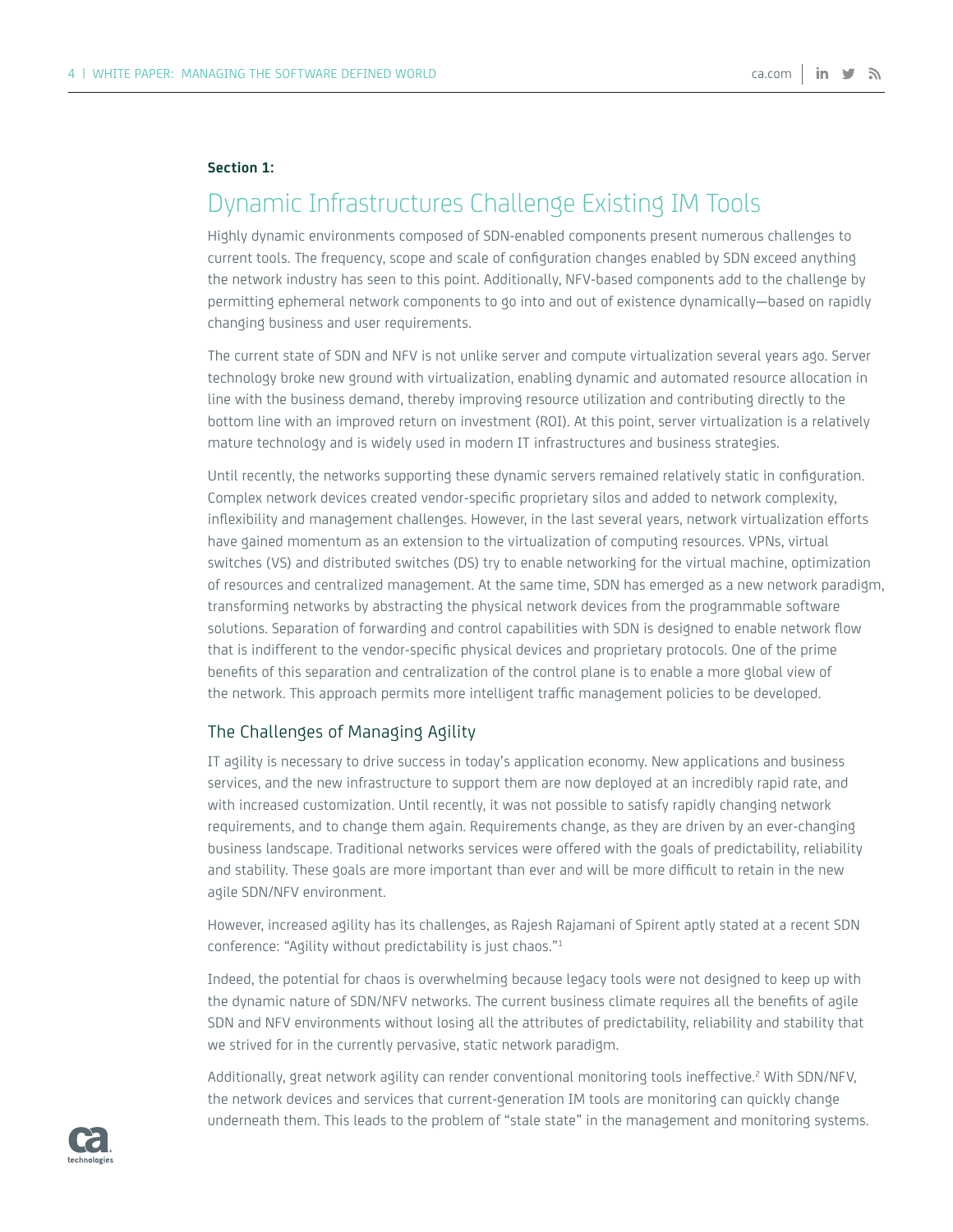**Section 1:**

# Dynamic Infrastructures Challenge Existing IM Tools

Highly dynamic environments composed of SDN-enabled components present numerous challenges to current tools. The frequency, scope and scale of configuration changes enabled by SDN exceed anything the network industry has seen to this point. Additionally, NFV-based components add to the challenge by permitting ephemeral network components to go into and out of existence dynamically—based on rapidly changing business and user requirements.

The current state of SDN and NFV is not unlike server and compute virtualization several years ago. Server technology broke new ground with virtualization, enabling dynamic and automated resource allocation in line with the business demand, thereby improving resource utilization and contributing directly to the bottom line with an improved return on investment (ROI). At this point, server virtualization is a relatively mature technology and is widely used in modern IT infrastructures and business strategies.

Until recently, the networks supporting these dynamic servers remained relatively static in configuration. Complex network devices created vendor-specific proprietary silos and added to network complexity, inflexibility and management challenges. However, in the last several years, network virtualization efforts have gained momentum as an extension to the virtualization of computing resources. VPNs, virtual switches (VS) and distributed switches (DS) try to enable networking for the virtual machine, optimization of resources and centralized management. At the same time, SDN has emerged as a new network paradigm, transforming networks by abstracting the physical network devices from the programmable software solutions. Separation of forwarding and control capabilities with SDN is designed to enable network flow that is indifferent to the vendor-specific physical devices and proprietary protocols. One of the prime benefits of this separation and centralization of the control plane is to enable a more global view of the network. This approach permits more intelligent traffic management policies to be developed.

## The Challenges of Managing Agility

IT agility is necessary to drive success in today's application economy. New applications and business services, and the new infrastructure to support them are now deployed at an incredibly rapid rate, and with increased customization. Until recently, it was not possible to satisfy rapidly changing network requirements, and to change them again. Requirements change, as they are driven by an ever-changing business landscape. Traditional networks services were offered with the goals of predictability, reliability and stability. These goals are more important than ever and will be more difficult to retain in the new agile SDN/NFV environment.

However, increased agility has its challenges, as Rajesh Rajamani of Spirent aptly stated at a recent SDN conference: "Agility without predictability is just chaos."[1]

Indeed, the potential for chaos is overwhelming because legacy tools were not designed to keep up with the dynamic nature of SDN/NFV networks. The current business climate requires all the benefits of agile SDN and NFV environments without losing all the attributes of predictability, reliability and stability that we strived for in the currently pervasive, static network paradigm.

Additionally, great network agility can render conventional monitoring tools ineffective.[2] With SDN/NFV, the network devices and services that current-generation IM tools are monitoring can quickly change underneath them. This leads to the problem of "stale state" in the management and monitoring systems.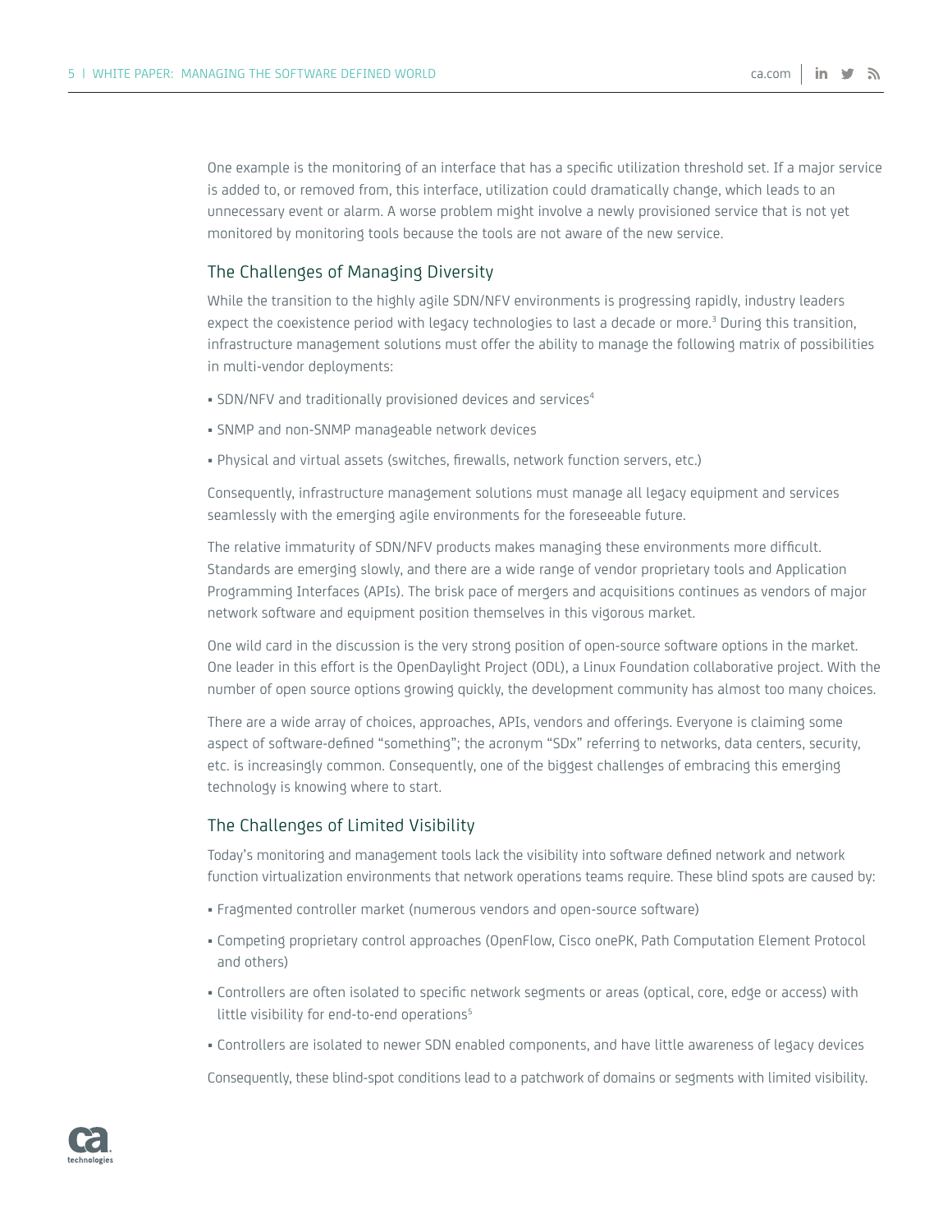One example is the monitoring of an interface that has a specific utilization threshold set. If a major service is added to, or removed from, this interface, utilization could dramatically change, which leads to an unnecessary event or alarm. A worse problem might involve a newly provisioned service that is not yet monitored by monitoring tools because the tools are not aware of the new service.

## The Challenges of Managing Diversity

While the transition to the highly agile SDN/NFV environments is progressing rapidly, industry leaders expect the coexistence period with legacy technologies to last a decade or more.[3] During this transition, infrastructure management solutions must offer the ability to manage the following matrix of possibilities in multi-vendor deployments:

- SDN/NFV and traditionally provisioned devices and services[4]
- SNMP and non-SNMP manageable network devices
- Physical and virtual assets (switches, firewalls, network function servers, etc.)

Consequently, infrastructure management solutions must manage all legacy equipment and services seamlessly with the emerging agile environments for the foreseeable future.

The relative immaturity of SDN/NFV products makes managing these environments more difficult. Standards are emerging slowly, and there are a wide range of vendor proprietary tools and Application Programming Interfaces (APIs). The brisk pace of mergers and acquisitions continues as vendors of major network software and equipment position themselves in this vigorous market.

One wild card in the discussion is the very strong position of open-source software options in the market. One leader in this effort is the OpenDaylight Project (ODL), a Linux Foundation collaborative project. With the number of open source options growing quickly, the development community has almost too many choices.

There are a wide array of choices, approaches, APIs, vendors and offerings. Everyone is claiming some aspect of software-defined "something"; the acronym "SDx" referring to networks, data centers, security, etc. is increasingly common. Consequently, one of the biggest challenges of embracing this emerging technology is knowing where to start.

## The Challenges of Limited Visibility

Today's monitoring and management tools lack the visibility into software defined network and network function virtualization environments that network operations teams require. These blind spots are caused by:

- Fragmented controller market (numerous vendors and open-source software)
- Competing proprietary control approaches (OpenFlow, Cisco onePK, Path Computation Element Protocol and others)
- Controllers are often isolated to specific network segments or areas (optical, core, edge or access) with little visibility for end-to-end operations[5]
- Controllers are isolated to newer SDN enabled components, and have little awareness of legacy devices

Consequently, these blind-spot conditions lead to a patchwork of domains or segments with limited visibility.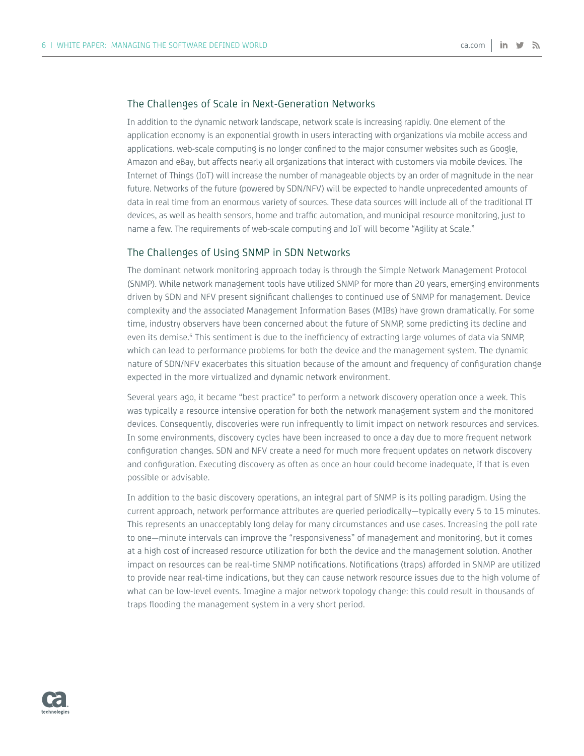## The Challenges of Scale in Next-Generation Networks

In addition to the dynamic network landscape, network scale is increasing rapidly. One element of the application economy is an exponential growth in users interacting with organizations via mobile access and applications. web-scale computing is no longer confined to the major consumer websites such as Google, Amazon and eBay, but affects nearly all organizations that interact with customers via mobile devices. The Internet of Things (IoT) will increase the number of manageable objects by an order of magnitude in the near future. Networks of the future (powered by SDN/NFV) will be expected to handle unprecedented amounts of data in real time from an enormous variety of sources. These data sources will include all of the traditional IT devices, as well as health sensors, home and traffic automation, and municipal resource monitoring, just to name a few. The requirements of web-scale computing and IoT will become "Agility at Scale."

## The Challenges of Using SNMP in SDN Networks

The dominant network monitoring approach today is through the Simple Network Management Protocol (SNMP). While network management tools have utilized SNMP for more than 20 years, emerging environments driven by SDN and NFV present significant challenges to continued use of SNMP for management. Device complexity and the associated Management Information Bases (MIBs) have grown dramatically. For some time, industry observers have been concerned about the future of SNMP, some predicting its decline and even its demise.[6] This sentiment is due to the inefficiency of extracting large volumes of data via SNMP, which can lead to performance problems for both the device and the management system. The dynamic nature of SDN/NFV exacerbates this situation because of the amount and frequency of configuration change expected in the more virtualized and dynamic network environment.

Several years ago, it became "best practice" to perform a network discovery operation once a week. This was typically a resource intensive operation for both the network management system and the monitored devices. Consequently, discoveries were run infrequently to limit impact on network resources and services. In some environments, discovery cycles have been increased to once a day due to more frequent network configuration changes. SDN and NFV create a need for much more frequent updates on network discovery and configuration. Executing discovery as often as once an hour could become inadequate, if that is even possible or advisable.

In addition to the basic discovery operations, an integral part of SNMP is its polling paradigm. Using the current approach, network performance attributes are queried periodically—typically every 5 to 15 minutes. This represents an unacceptably long delay for many circumstances and use cases. Increasing the poll rate to one—minute intervals can improve the "responsiveness" of management and monitoring, but it comes at a high cost of increased resource utilization for both the device and the management solution. Another impact on resources can be real-time SNMP notifications. Notifications (traps) afforded in SNMP are utilized to provide near real-time indications, but they can cause network resource issues due to the high volume of what can be low-level events. Imagine a major network topology change: this could result in thousands of traps flooding the management system in a very short period.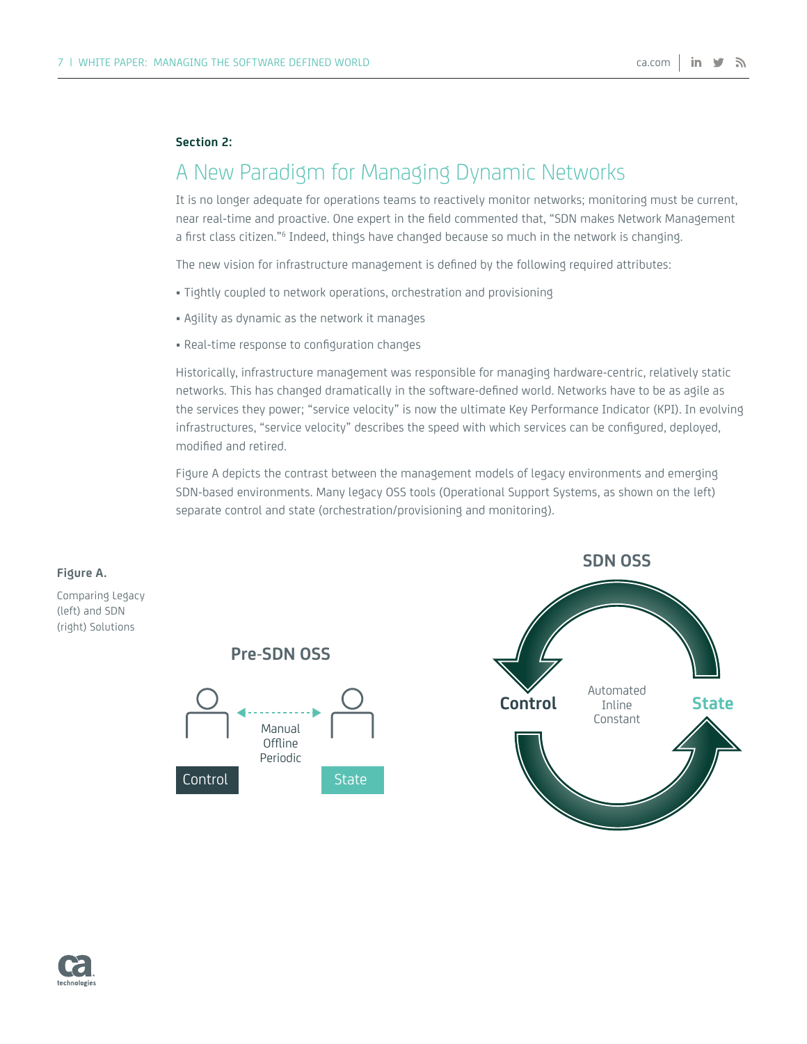**Section 2:**

## A New Paradigm for Managing Dynamic Networks

It is no longer adequate for operations teams to reactively monitor networks; monitoring must be current, near real-time and proactive. One expert in the field commented that, "SDN makes Network Management a first class citizen."[6] Indeed, things have changed because so much in the network is changing.

The new vision for infrastructure management is defined by the following required attributes:

- Tightly coupled to network operations, orchestration and provisioning
- Agility as dynamic as the network it manages
- Real-time response to configuration changes

Historically, infrastructure management was responsible for managing hardware-centric, relatively static networks. This has changed dramatically in the software-defined world. Networks have to be as agile as the services they power; "service velocity" is now the ultimate Key Performance Indicator (KPI). In evolving infrastructures, "service velocity" describes the speed with which services can be configured, deployed, modified and retired.

Figure A depicts the contrast between the management models of legacy environments and emerging SDN-based environments. Many legacy OSS tools (Operational Support Systems, as shown on the left) separate control and state (orchestration/provisioning and monitoring).

**Figure A.**

Comparing Legacy (left) and SDN (right) Solutions

**Pre-SDN OSS**

Control ← Manual Offline Periodic → State

**SDN OSS**

Control ⟲ Automated Inline Constant ⟳ State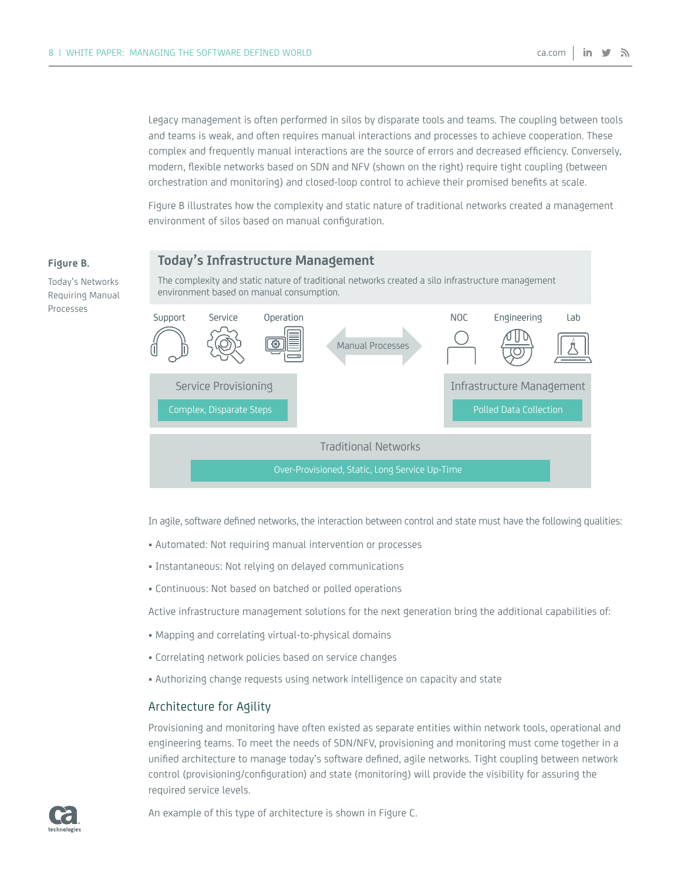Legacy management is often performed in silos by disparate tools and teams. The coupling between tools and teams is weak, and often requires manual interactions and processes to achieve cooperation. These complex and frequently manual interactions are the source of errors and decreased efficiency. Conversely, modern, flexible networks based on SDN and NFV (shown on the right) require tight coupling (between orchestration and monitoring) and closed-loop control to achieve their promised benefits at scale.

Figure B illustrates how the complexity and static nature of traditional networks created a management environment of silos based on manual configuration.

**Figure B.**

Today's Networks Requiring Manual Processes

**Today's Infrastructure Management**

The complexity and static nature of traditional networks created a silo infrastructure management environment based on manual consumption.

Support | Service | Operation — Manual Processes — NOC | Engineering | Lab

Service Provisioning: Complex, Disparate Steps

Infrastructure Management: Polled Data Collection

Traditional Networks: Over-Provisioned, Static, Long Service Up-Time

In agile, software defined networks, the interaction between control and state must have the following qualities:

- Automated: Not requiring manual intervention or processes
- Instantaneous: Not relying on delayed communications
- Continuous: Not based on batched or polled operations

Active infrastructure management solutions for the next generation bring the additional capabilities of:

- Mapping and correlating virtual-to-physical domains
- Correlating network policies based on service changes
- Authorizing change requests using network intelligence on capacity and state

## Architecture for Agility

Provisioning and monitoring have often existed as separate entities within network tools, operational and engineering teams. To meet the needs of SDN/NFV, provisioning and monitoring must come together in a unified architecture to manage today's software defined, agile networks. Tight coupling between network control (provisioning/configuration) and state (monitoring) will provide the visibility for assuring the required service levels.

An example of this type of architecture is shown in Figure C.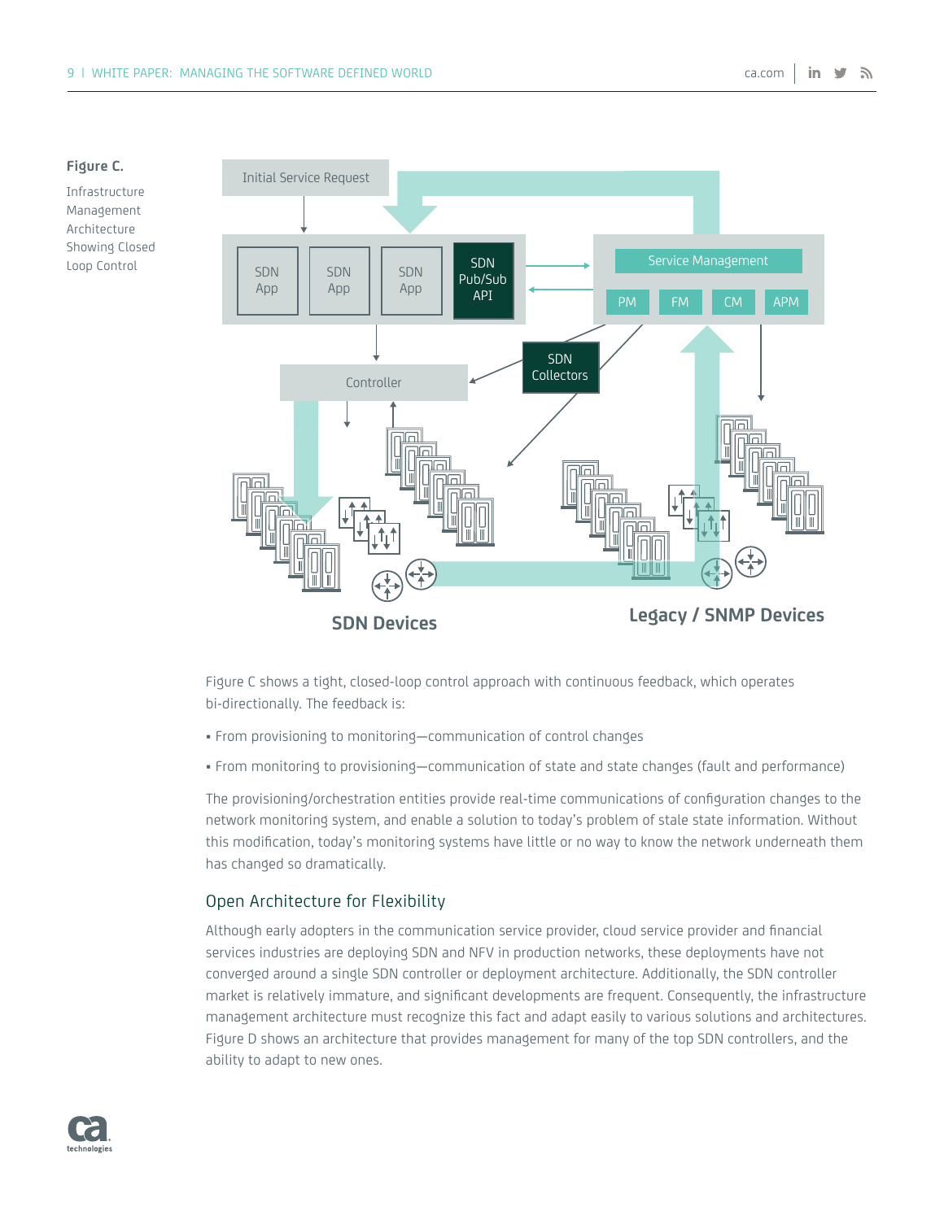**Figure C.**

Infrastructure Management Architecture Showing Closed Loop Control

Figure C shows a tight, closed-loop control approach with continuous feedback, which operates bi-directionally. The feedback is:

- From provisioning to monitoring—communication of control changes
- From monitoring to provisioning—communication of state and state changes (fault and performance)

The provisioning/orchestration entities provide real-time communications of configuration changes to the network monitoring system, and enable a solution to today's problem of stale state information. Without this modification, today's monitoring systems have little or no way to know the network underneath them has changed so dramatically.

## Open Architecture for Flexibility

Although early adopters in the communication service provider, cloud service provider and financial services industries are deploying SDN and NFV in production networks, these deployments have not converged around a single SDN controller or deployment architecture. Additionally, the SDN controller market is relatively immature, and significant developments are frequent. Consequently, the infrastructure management architecture must recognize this fact and adapt easily to various solutions and architectures. Figure D shows an architecture that provides management for many of the top SDN controllers, and the ability to adapt to new ones.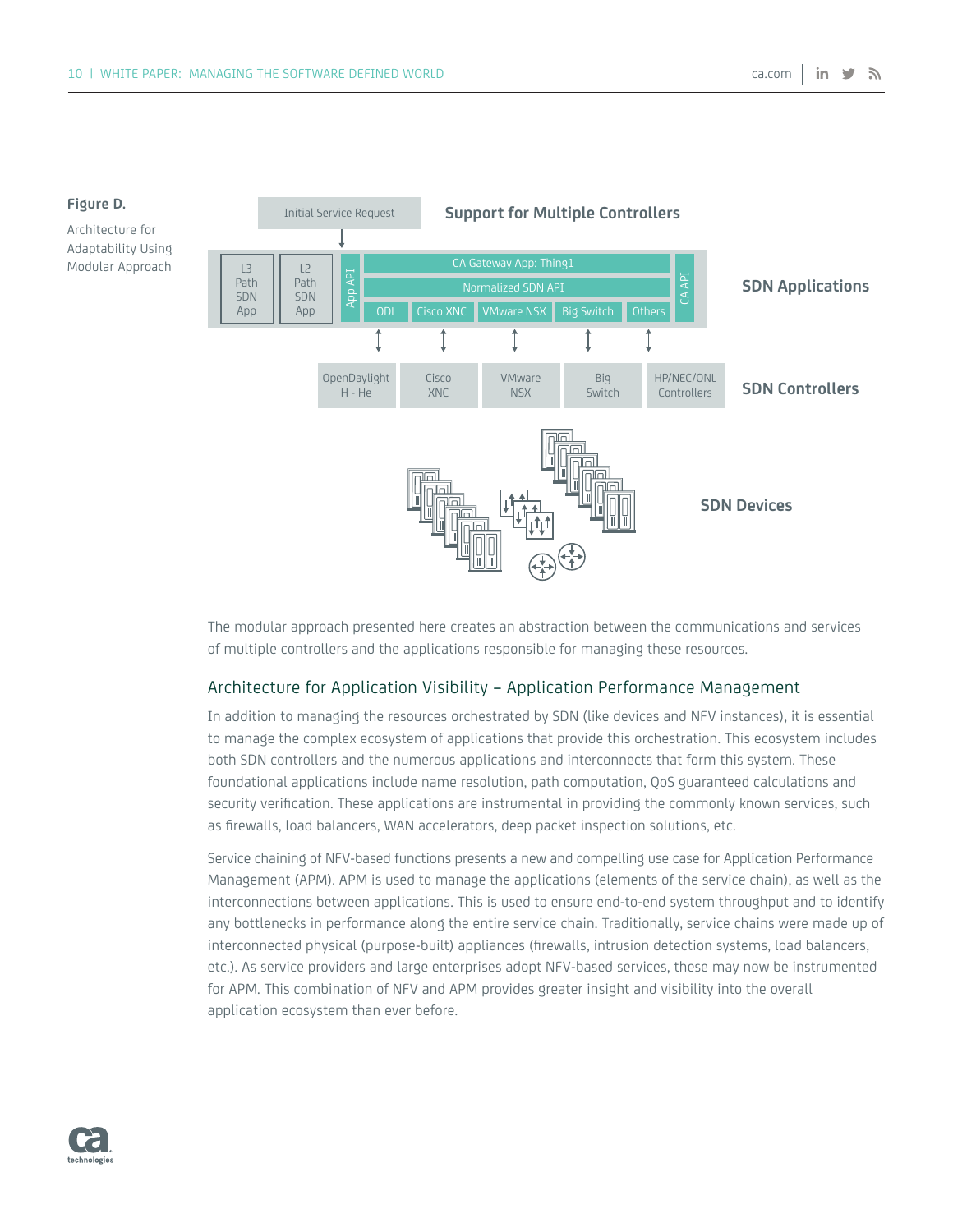**Figure D.**

Architecture for Adaptability Using Modular Approach

The modular approach presented here creates an abstraction between the communications and services of multiple controllers and the applications responsible for managing these resources.

## Architecture for Application Visibility – Application Performance Management

In addition to managing the resources orchestrated by SDN (like devices and NFV instances), it is essential to manage the complex ecosystem of applications that provide this orchestration. This ecosystem includes both SDN controllers and the numerous applications and interconnects that form this system. These foundational applications include name resolution, path computation, QoS guaranteed calculations and security verification. These applications are instrumental in providing the commonly known services, such as firewalls, load balancers, WAN accelerators, deep packet inspection solutions, etc.

Service chaining of NFV-based functions presents a new and compelling use case for Application Performance Management (APM). APM is used to manage the applications (elements of the service chain), as well as the interconnections between applications. This is used to ensure end-to-end system throughput and to identify any bottlenecks in performance along the entire service chain. Traditionally, service chains were made up of interconnected physical (purpose-built) appliances (firewalls, intrusion detection systems, load balancers, etc.). As service providers and large enterprises adopt NFV-based services, these may now be instrumented for APM. This combination of NFV and APM provides greater insight and visibility into the overall application ecosystem than ever before.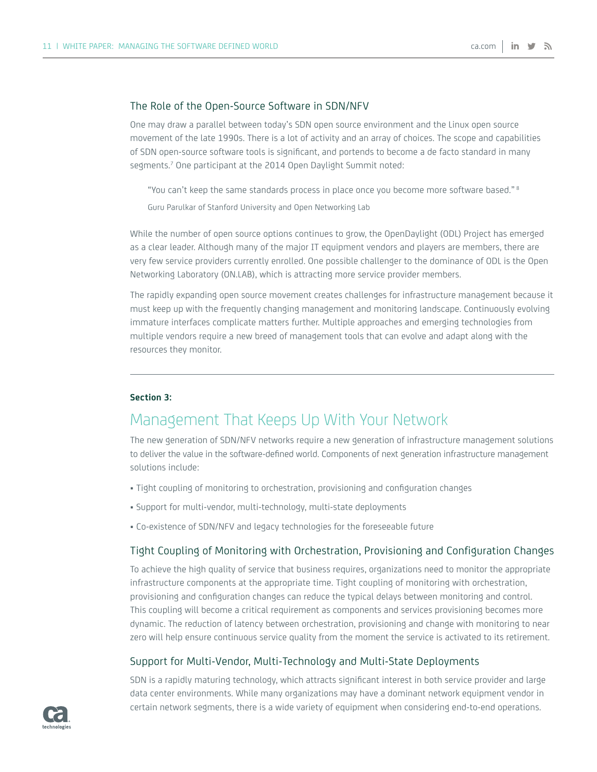### The Role of the Open-Source Software in SDN/NFV

One may draw a parallel between today's SDN open source environment and the Linux open source movement of the late 1990s. There is a lot of activity and an array of choices. The scope and capabilities of SDN open-source software tools is significant, and portends to become a de facto standard in many segments.[7] One participant at the 2014 Open Daylight Summit noted:

> "You can't keep the same standards process in place once you become more software based." [8]
>
> Guru Parulkar of Stanford University and Open Networking Lab

While the number of open source options continues to grow, the OpenDaylight (ODL) Project has emerged as a clear leader. Although many of the major IT equipment vendors and players are members, there are very few service providers currently enrolled. One possible challenger to the dominance of ODL is the Open Networking Laboratory (ON.LAB), which is attracting more service provider members.

The rapidly expanding open source movement creates challenges for infrastructure management because it must keep up with the frequently changing management and monitoring landscape. Continuously evolving immature interfaces complicate matters further. Multiple approaches and emerging technologies from multiple vendors require a new breed of management tools that can evolve and adapt along with the resources they monitor.

---

**Section 3:**

## Management That Keeps Up With Your Network

The new generation of SDN/NFV networks require a new generation of infrastructure management solutions to deliver the value in the software-defined world. Components of next generation infrastructure management solutions include:

- Tight coupling of monitoring to orchestration, provisioning and configuration changes
- Support for multi-vendor, multi-technology, multi-state deployments
- Co-existence of SDN/NFV and legacy technologies for the foreseeable future

### Tight Coupling of Monitoring with Orchestration, Provisioning and Configuration Changes

To achieve the high quality of service that business requires, organizations need to monitor the appropriate infrastructure components at the appropriate time. Tight coupling of monitoring with orchestration, provisioning and configuration changes can reduce the typical delays between monitoring and control. This coupling will become a critical requirement as components and services provisioning becomes more dynamic. The reduction of latency between orchestration, provisioning and change with monitoring to near zero will help ensure continuous service quality from the moment the service is activated to its retirement.

### Support for Multi-Vendor, Multi-Technology and Multi-State Deployments

SDN is a rapidly maturing technology, which attracts significant interest in both service provider and large data center environments. While many organizations may have a dominant network equipment vendor in certain network segments, there is a wide variety of equipment when considering end-to-end operations.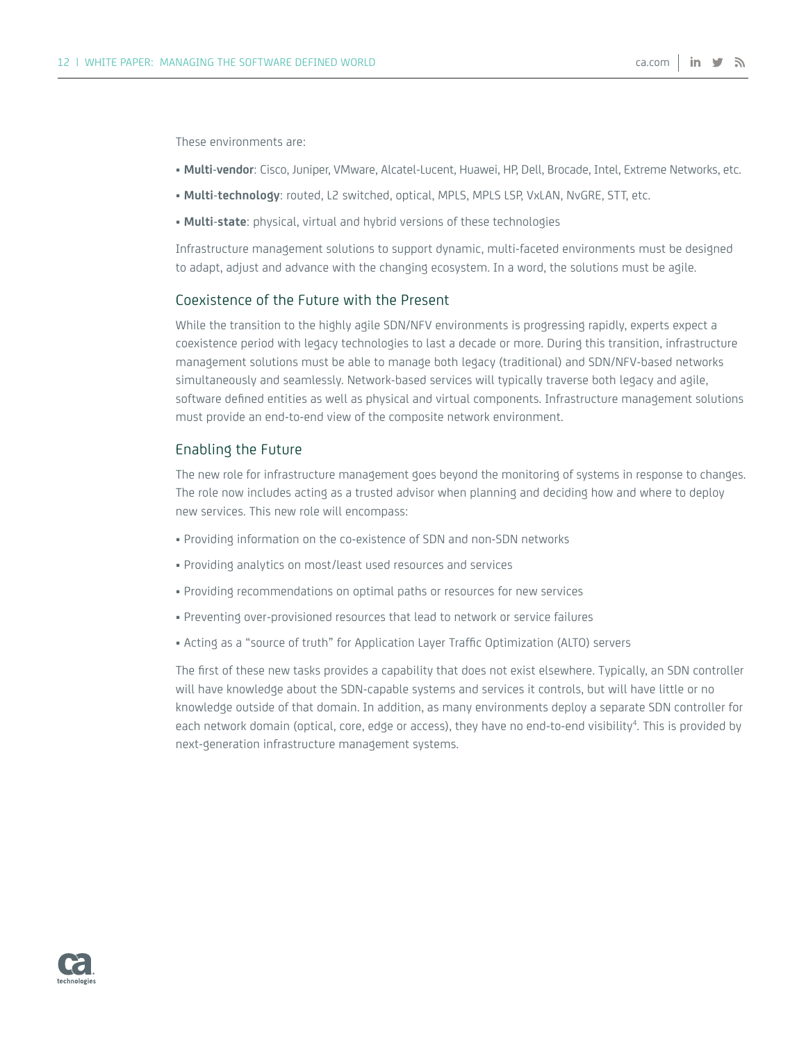These environments are:

- **Multi-vendor**: Cisco, Juniper, VMware, Alcatel-Lucent, Huawei, HP, Dell, Brocade, Intel, Extreme Networks, etc.
- **Multi-technology**: routed, L2 switched, optical, MPLS, MPLS LSP, VxLAN, NvGRE, STT, etc.
- **Multi-state**: physical, virtual and hybrid versions of these technologies

Infrastructure management solutions to support dynamic, multi-faceted environments must be designed to adapt, adjust and advance with the changing ecosystem. In a word, the solutions must be agile.

## Coexistence of the Future with the Present

While the transition to the highly agile SDN/NFV environments is progressing rapidly, experts expect a coexistence period with legacy technologies to last a decade or more. During this transition, infrastructure management solutions must be able to manage both legacy (traditional) and SDN/NFV-based networks simultaneously and seamlessly. Network-based services will typically traverse both legacy and agile, software defined entities as well as physical and virtual components. Infrastructure management solutions must provide an end-to-end view of the composite network environment.

## Enabling the Future

The new role for infrastructure management goes beyond the monitoring of systems in response to changes. The role now includes acting as a trusted advisor when planning and deciding how and where to deploy new services. This new role will encompass:

- Providing information on the co-existence of SDN and non-SDN networks
- Providing analytics on most/least used resources and services
- Providing recommendations on optimal paths or resources for new services
- Preventing over-provisioned resources that lead to network or service failures
- Acting as a "source of truth" for Application Layer Traffic Optimization (ALTO) servers

The first of these new tasks provides a capability that does not exist elsewhere. Typically, an SDN controller will have knowledge about the SDN-capable systems and services it controls, but will have little or no knowledge outside of that domain. In addition, as many environments deploy a separate SDN controller for each network domain (optical, core, edge or access), they have no end-to-end visibility[4]. This is provided by next-generation infrastructure management systems.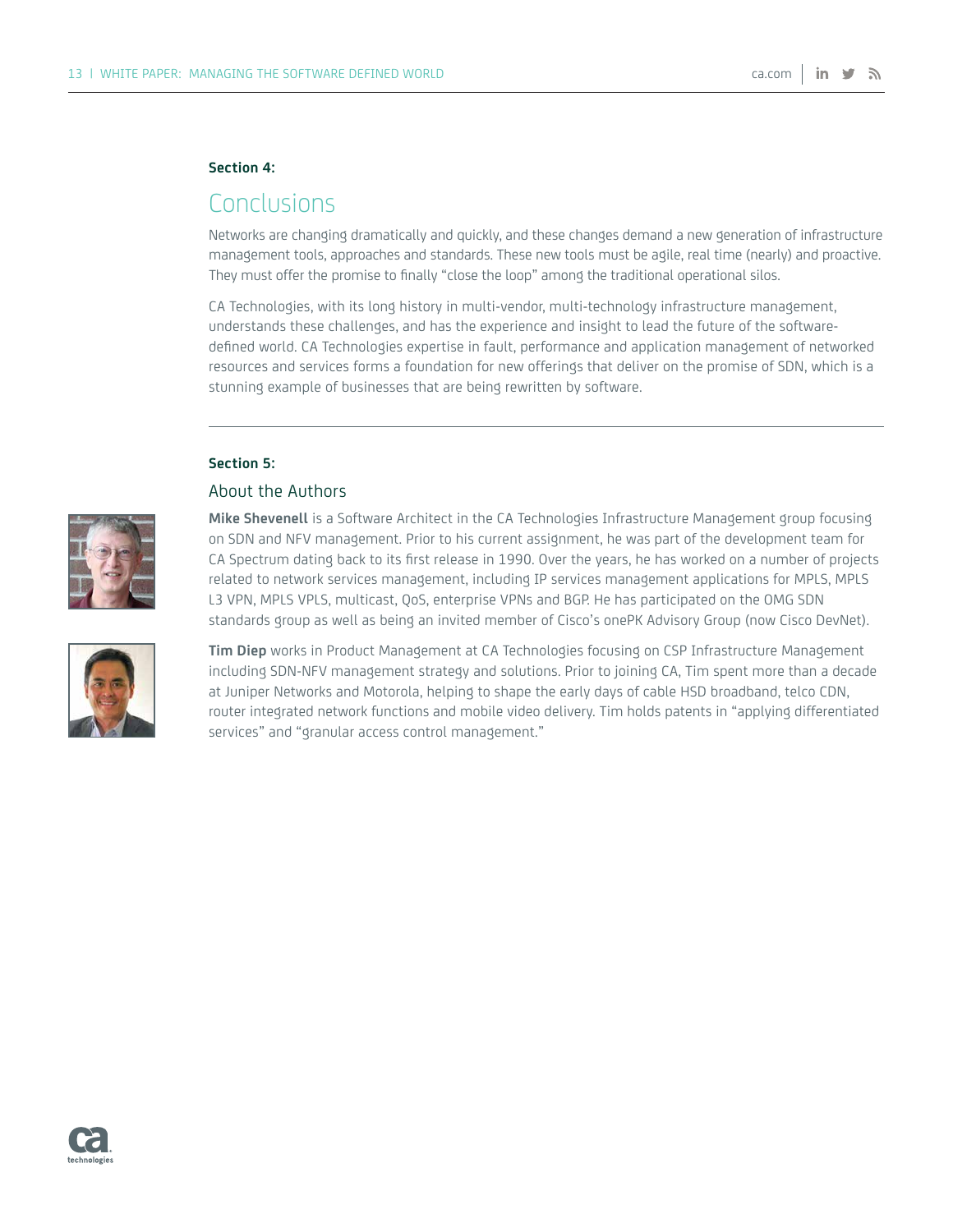**Section 4:**

## Conclusions

Networks are changing dramatically and quickly, and these changes demand a new generation of infrastructure management tools, approaches and standards. These new tools must be agile, real time (nearly) and proactive. They must offer the promise to finally "close the loop" among the traditional operational silos.

CA Technologies, with its long history in multi-vendor, multi-technology infrastructure management, understands these challenges, and has the experience and insight to lead the future of the software-defined world. CA Technologies expertise in fault, performance and application management of networked resources and services forms a foundation for new offerings that deliver on the promise of SDN, which is a stunning example of businesses that are being rewritten by software.

---

**Section 5:**

## About the Authors

**Mike Shevenell** is a Software Architect in the CA Technologies Infrastructure Management group focusing on SDN and NFV management. Prior to his current assignment, he was part of the development team for CA Spectrum dating back to its first release in 1990. Over the years, he has worked on a number of projects related to network services management, including IP services management applications for MPLS, MPLS L3 VPN, MPLS VPLS, multicast, QoS, enterprise VPNs and BGP. He has participated on the OMG SDN standards group as well as being an invited member of Cisco's onePK Advisory Group (now Cisco DevNet).

**Tim Diep** works in Product Management at CA Technologies focusing on CSP Infrastructure Management including SDN-NFV management strategy and solutions. Prior to joining CA, Tim spent more than a decade at Juniper Networks and Motorola, helping to shape the early days of cable HSD broadband, telco CDN, router integrated network functions and mobile video delivery. Tim holds patents in "applying differentiated services" and "granular access control management."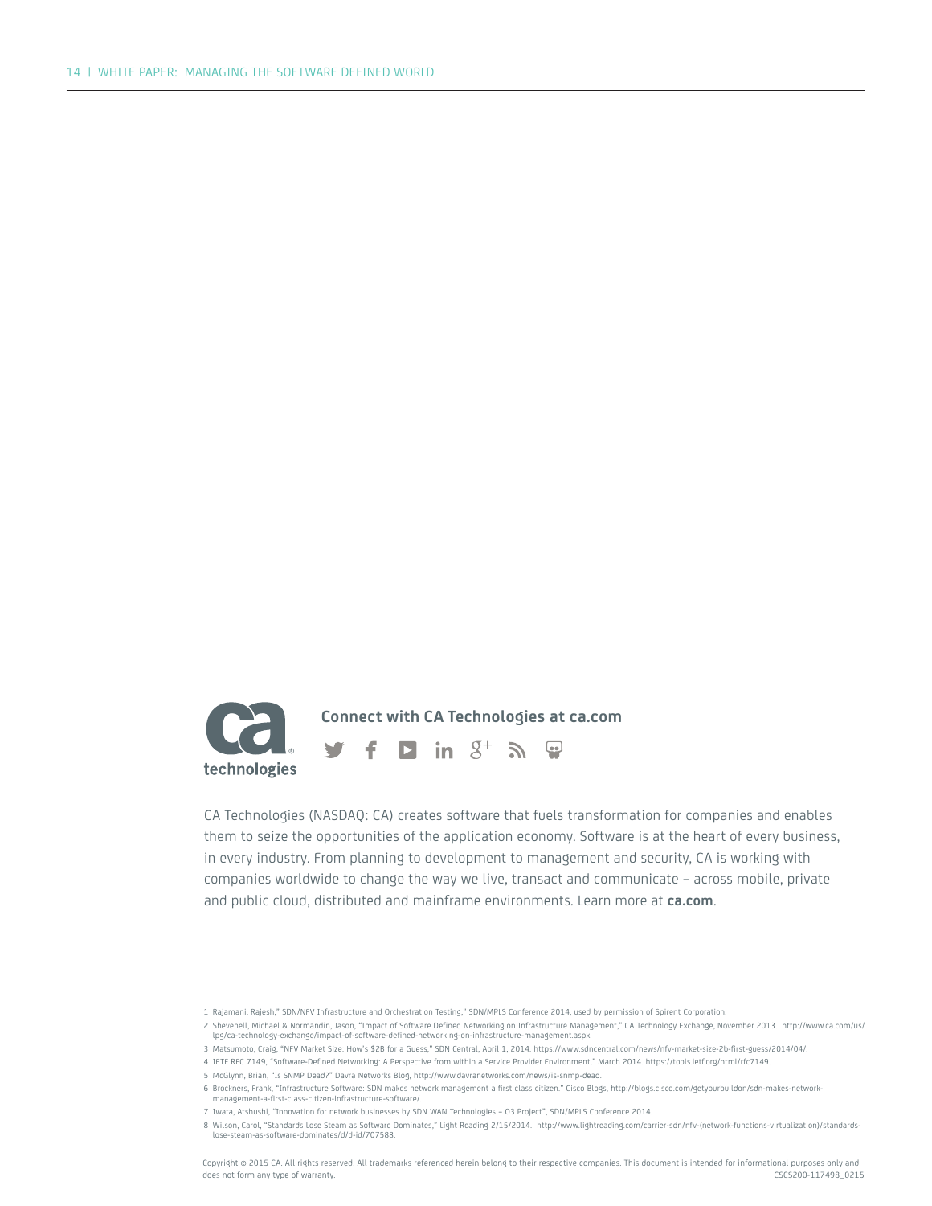**Connect with CA Technologies at ca.com**

CA Technologies (NASDAQ: CA) creates software that fuels transformation for companies and enables them to seize the opportunities of the application economy. Software is at the heart of every business, in every industry. From planning to development to management and security, CA is working with companies worldwide to change the way we live, transact and communicate – across mobile, private and public cloud, distributed and mainframe environments. Learn more at **ca.com**.

1 Rajamani, Rajesh," SDN/NFV Infrastructure and Orchestration Testing," SDN/MPLS Conference 2014, used by permission of Spirent Corporation.

2 Shevenell, Michael & Normandin, Jason, "Impact of Software Defined Networking on Infrastructure Management," CA Technology Exchange, November 2013. http://www.ca.com/us/lpg/ca-technology-exchange/impact-of-software-defined-networking-on-infrastructure-management.aspx.

3 Matsumoto, Craig, "NFV Market Size: How's $2B for a Guess," SDN Central, April 1, 2014. https://www.sdncentral.com/news/nfv-market-size-2b-first-guess/2014/04/.

4 IETF RFC 7149, "Software-Defined Networking: A Perspective from within a Service Provider Environment," March 2014. https://tools.ietf.org/html/rfc7149.

5 McGlynn, Brian, "Is SNMP Dead?" Davra Networks Blog, http://www.davranetworks.com/news/is-snmp-dead.

6 Brockners, Frank, "Infrastructure Software: SDN makes network management a first class citizen." Cisco Blogs, http://blogs.cisco.com/getyourbuildon/sdn-makes-network-management-a-first-class-citizen-infrastructure-software/.

7 Iwata, Atshushi, "Innovation for network businesses by SDN WAN Technologies – O3 Project", SDN/MPLS Conference 2014.

8 Wilson, Carol, "Standards Lose Steam as Software Dominates," Light Reading 2/15/2014. http://www.lightreading.com/carrier-sdn/nfv-(network-functions-virtualization)/standards-lose-steam-as-software-dominates/d/d-id/707588.

Copyright © 2015 CA. All rights reserved. All trademarks referenced herein belong to their respective companies. This document is intended for informational purposes only and does not form any type of warranty. CSCS200-117498_0215